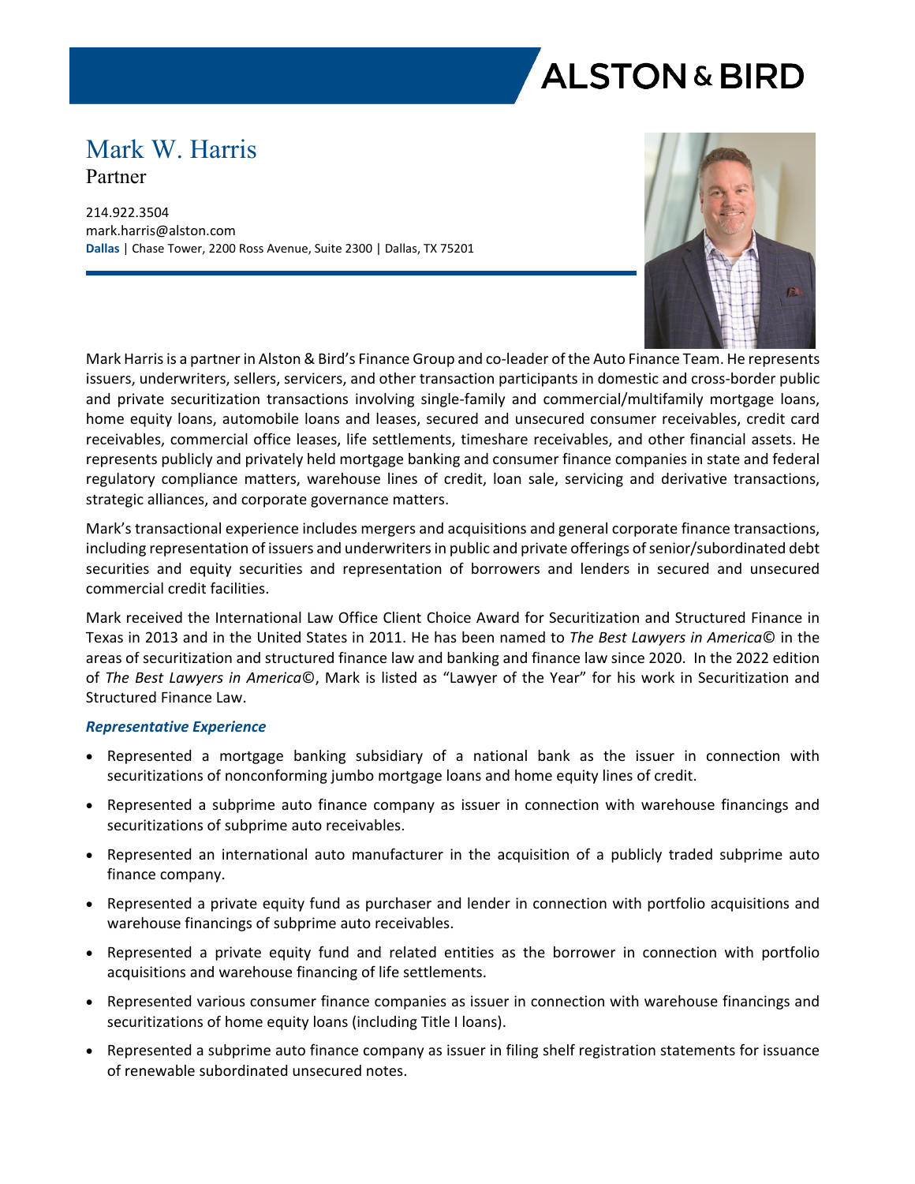# Mark W. Harris

Partner

214.922.3504
mark.harris@alston.com
**Dallas** | Chase Tower, 2200 Ross Avenue, Suite 2300 | Dallas, TX 75201

Mark Harris is a partner in Alston & Bird's Finance Group and co-leader of the Auto Finance Team. He represents issuers, underwriters, sellers, servicers, and other transaction participants in domestic and cross-border public and private securitization transactions involving single-family and commercial/multifamily mortgage loans, home equity loans, automobile loans and leases, secured and unsecured consumer receivables, credit card receivables, commercial office leases, life settlements, timeshare receivables, and other financial assets. He represents publicly and privately held mortgage banking and consumer finance companies in state and federal regulatory compliance matters, warehouse lines of credit, loan sale, servicing and derivative transactions, strategic alliances, and corporate governance matters.

Mark's transactional experience includes mergers and acquisitions and general corporate finance transactions, including representation of issuers and underwriters in public and private offerings of senior/subordinated debt securities and equity securities and representation of borrowers and lenders in secured and unsecured commercial credit facilities.

Mark received the International Law Office Client Choice Award for Securitization and Structured Finance in Texas in 2013 and in the United States in 2011. He has been named to *The Best Lawyers in America*© in the areas of securitization and structured finance law and banking and finance law since 2020. In the 2022 edition of *The Best Lawyers in America*©, Mark is listed as "Lawyer of the Year" for his work in Securitization and Structured Finance Law.

### *Representative Experience*

- Represented a mortgage banking subsidiary of a national bank as the issuer in connection with securitizations of nonconforming jumbo mortgage loans and home equity lines of credit.
- Represented a subprime auto finance company as issuer in connection with warehouse financings and securitizations of subprime auto receivables.
- Represented an international auto manufacturer in the acquisition of a publicly traded subprime auto finance company.
- Represented a private equity fund as purchaser and lender in connection with portfolio acquisitions and warehouse financings of subprime auto receivables.
- Represented a private equity fund and related entities as the borrower in connection with portfolio acquisitions and warehouse financing of life settlements.
- Represented various consumer finance companies as issuer in connection with warehouse financings and securitizations of home equity loans (including Title I loans).
- Represented a subprime auto finance company as issuer in filing shelf registration statements for issuance of renewable subordinated unsecured notes.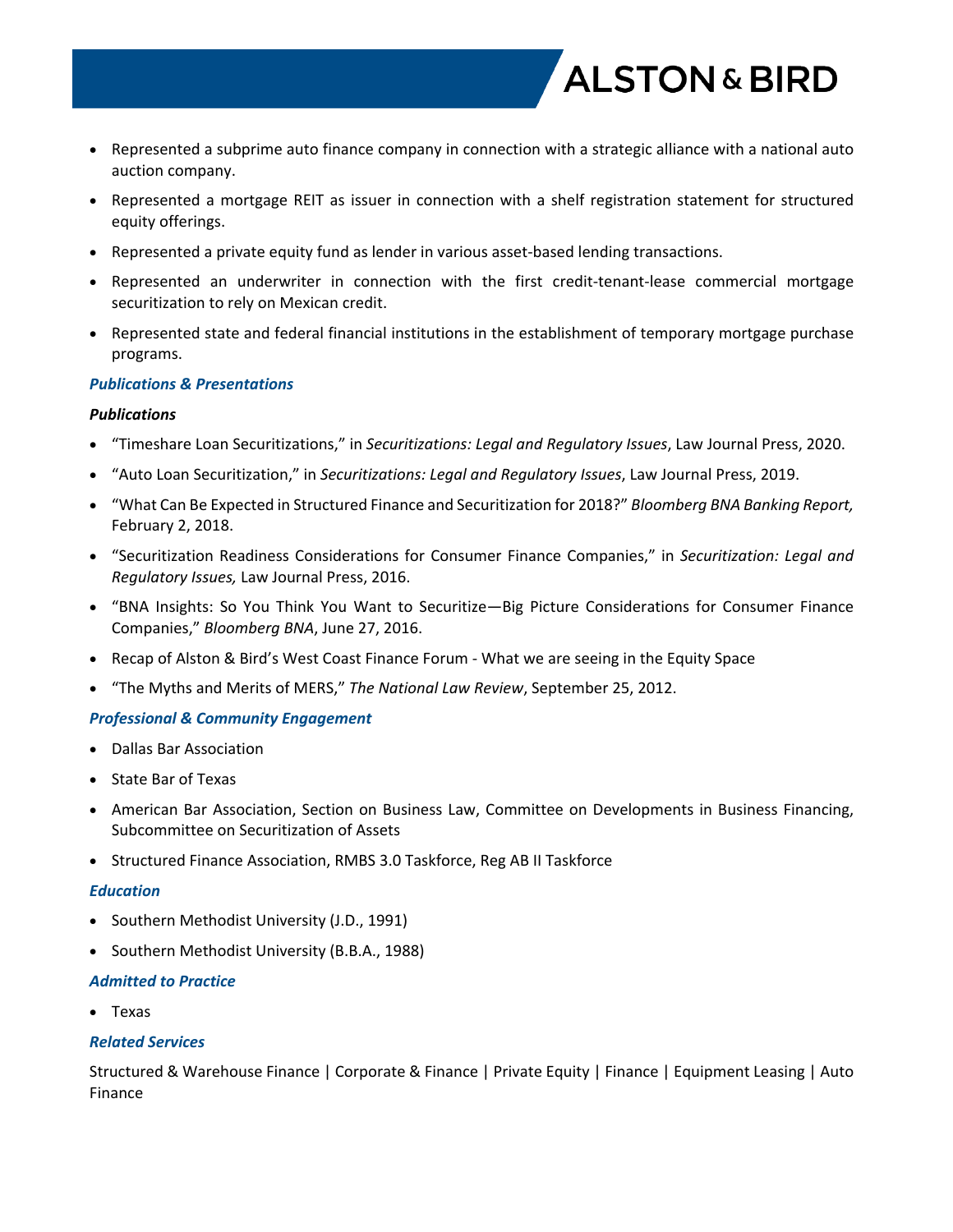- Represented a subprime auto finance company in connection with a strategic alliance with a national auto auction company.
- Represented a mortgage REIT as issuer in connection with a shelf registration statement for structured equity offerings.
- Represented a private equity fund as lender in various asset-based lending transactions.
- Represented an underwriter in connection with the first credit-tenant-lease commercial mortgage securitization to rely on Mexican credit.
- Represented state and federal financial institutions in the establishment of temporary mortgage purchase programs.

### *Publications & Presentations*

#### *Publications*

- "Timeshare Loan Securitizations," in *Securitizations: Legal and Regulatory Issues*, Law Journal Press, 2020.
- "Auto Loan Securitization," in *Securitizations: Legal and Regulatory Issues*, Law Journal Press, 2019.
- "What Can Be Expected in Structured Finance and Securitization for 2018?" *Bloomberg BNA Banking Report,* February 2, 2018.
- "Securitization Readiness Considerations for Consumer Finance Companies," in *Securitization: Legal and Regulatory Issues,* Law Journal Press, 2016.
- "BNA Insights: So You Think You Want to Securitize—Big Picture Considerations for Consumer Finance Companies," *Bloomberg BNA*, June 27, 2016.
- Recap of Alston & Bird's West Coast Finance Forum - What we are seeing in the Equity Space
- "The Myths and Merits of MERS," *The National Law Review*, September 25, 2012.

### *Professional & Community Engagement*

- Dallas Bar Association
- State Bar of Texas
- American Bar Association, Section on Business Law, Committee on Developments in Business Financing, Subcommittee on Securitization of Assets
- Structured Finance Association, RMBS 3.0 Taskforce, Reg AB II Taskforce

### *Education*

- Southern Methodist University (J.D., 1991)
- Southern Methodist University (B.B.A., 1988)

### *Admitted to Practice*

- Texas

### *Related Services*

Structured & Warehouse Finance | Corporate & Finance | Private Equity | Finance | Equipment Leasing | Auto Finance